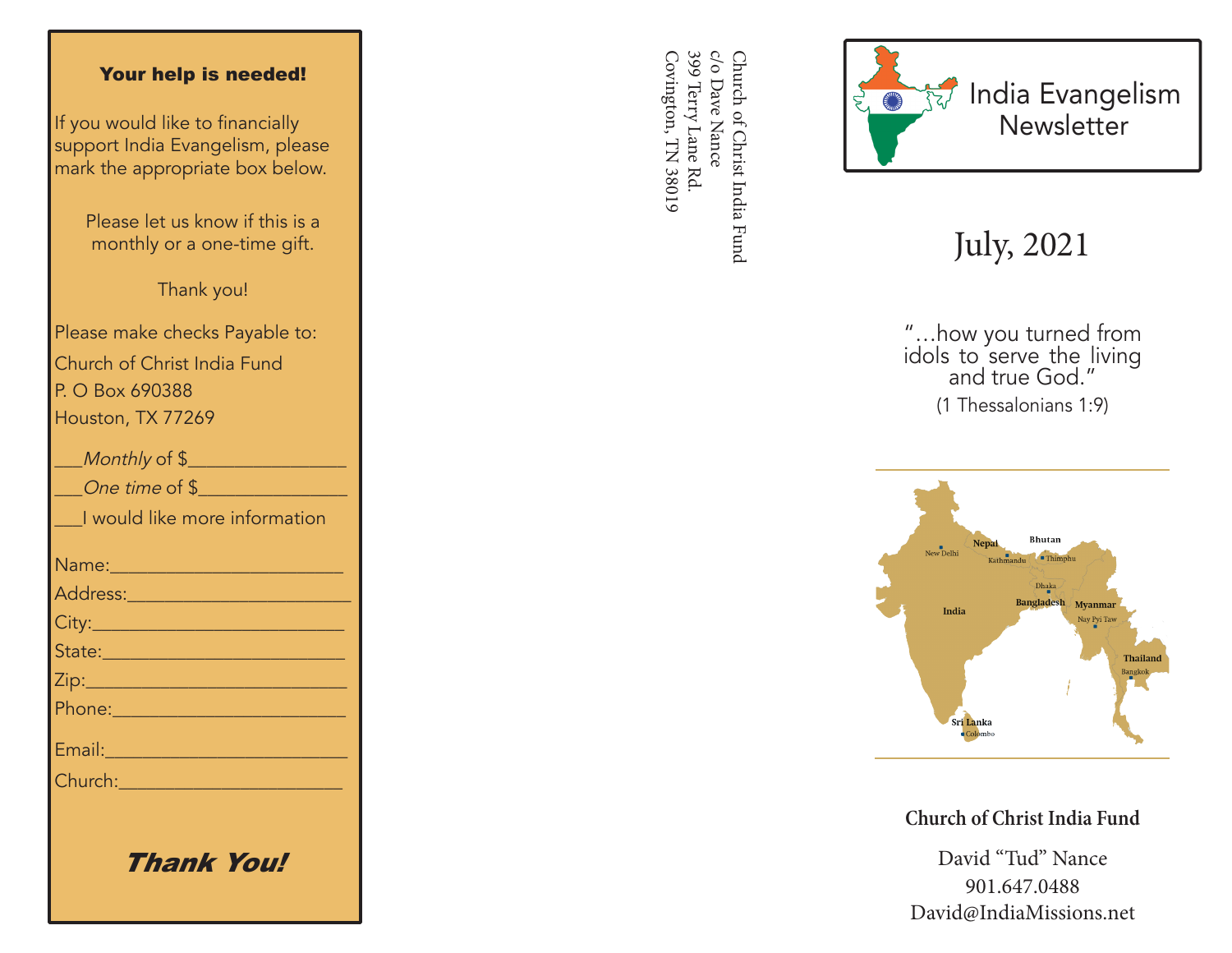## Your help is needed!

If you would like to financially support India Evangelism, please mark the appropriate box below.

Please let us know if this is a monthly or a one-time gift.

Thank you!

Please make checks Payable to:
Church of Christ India Fund
P. O Box 690388
Houston, TX 77269

___*Monthly* of $________________

___*One time* of $_______________

___I would like more information

Name:________________________

Address:______________________

City:__________________________

State:_________________________

Zip:___________________________

Phone:________________________

Email:_________________________

Church:_______________________

***Thank You!***

Church of Christ India Fund
c/o Dave Nance
399 Terry Lane Rd.
Covington, TN 38019

# India Evangelism Newsletter

## July, 2021

"…how you turned from idols to serve the living and true God."
(1 Thessalonians 1:9)

**Church of Christ India Fund**

David "Tud" Nance
901.647.0488
David@IndiaMissions.net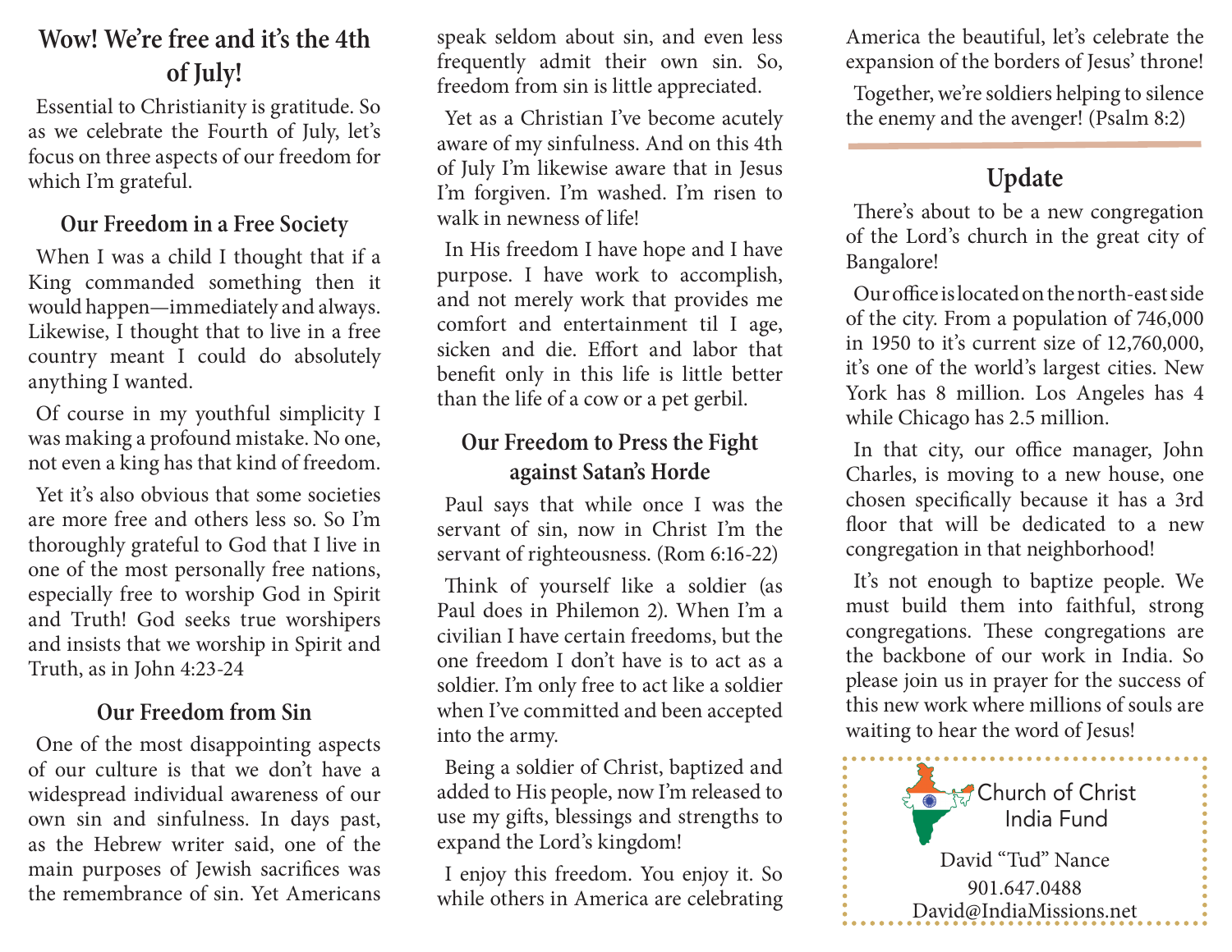# Wow! We're free and it's the 4th of July!

Essential to Christianity is gratitude. So as we celebrate the Fourth of July, let's focus on three aspects of our freedom for which I'm grateful.

### Our Freedom in a Free Society

When I was a child I thought that if a King commanded something then it would happen—immediately and always. Likewise, I thought that to live in a free country meant I could do absolutely anything I wanted.

Of course in my youthful simplicity I was making a profound mistake. No one, not even a king has that kind of freedom.

Yet it's also obvious that some societies are more free and others less so. So I'm thoroughly grateful to God that I live in one of the most personally free nations, especially free to worship God in Spirit and Truth! God seeks true worshipers and insists that we worship in Spirit and Truth, as in John 4:23-24

### Our Freedom from Sin

One of the most disappointing aspects of our culture is that we don't have a widespread individual awareness of our own sin and sinfulness. In days past, as the Hebrew writer said, one of the main purposes of Jewish sacrifices was the remembrance of sin. Yet Americans speak seldom about sin, and even less frequently admit their own sin. So, freedom from sin is little appreciated.

Yet as a Christian I've become acutely aware of my sinfulness. And on this 4th of July I'm likewise aware that in Jesus I'm forgiven. I'm washed. I'm risen to walk in newness of life!

In His freedom I have hope and I have purpose. I have work to accomplish, and not merely work that provides me comfort and entertainment til I age, sicken and die. Effort and labor that benefit only in this life is little better than the life of a cow or a pet gerbil.

### Our Freedom to Press the Fight against Satan's Horde

Paul says that while once I was the servant of sin, now in Christ I'm the servant of righteousness. (Rom 6:16-22)

Think of yourself like a soldier (as Paul does in Philemon 2). When I'm a civilian I have certain freedoms, but the one freedom I don't have is to act as a soldier. I'm only free to act like a soldier when I've committed and been accepted into the army.

Being a soldier of Christ, baptized and added to His people, now I'm released to use my gifts, blessings and strengths to expand the Lord's kingdom!

I enjoy this freedom. You enjoy it. So while others in America are celebrating America the beautiful, let's celebrate the expansion of the borders of Jesus' throne!

Together, we're soldiers helping to silence the enemy and the avenger! (Psalm 8:2)

## Update

There's about to be a new congregation of the Lord's church in the great city of Bangalore!

Our office is located on the north-east side of the city. From a population of 746,000 in 1950 to it's current size of 12,760,000, it's one of the world's largest cities. New York has 8 million. Los Angeles has 4 while Chicago has 2.5 million.

In that city, our office manager, John Charles, is moving to a new house, one chosen specifically because it has a 3rd floor that will be dedicated to a new congregation in that neighborhood!

It's not enough to baptize people. We must build them into faithful, strong congregations. These congregations are the backbone of our work in India. So please join us in prayer for the success of this new work where millions of souls are waiting to hear the word of Jesus!

Church of Christ
India Fund

David "Tud" Nance
901.647.0488
David@IndiaMissions.net